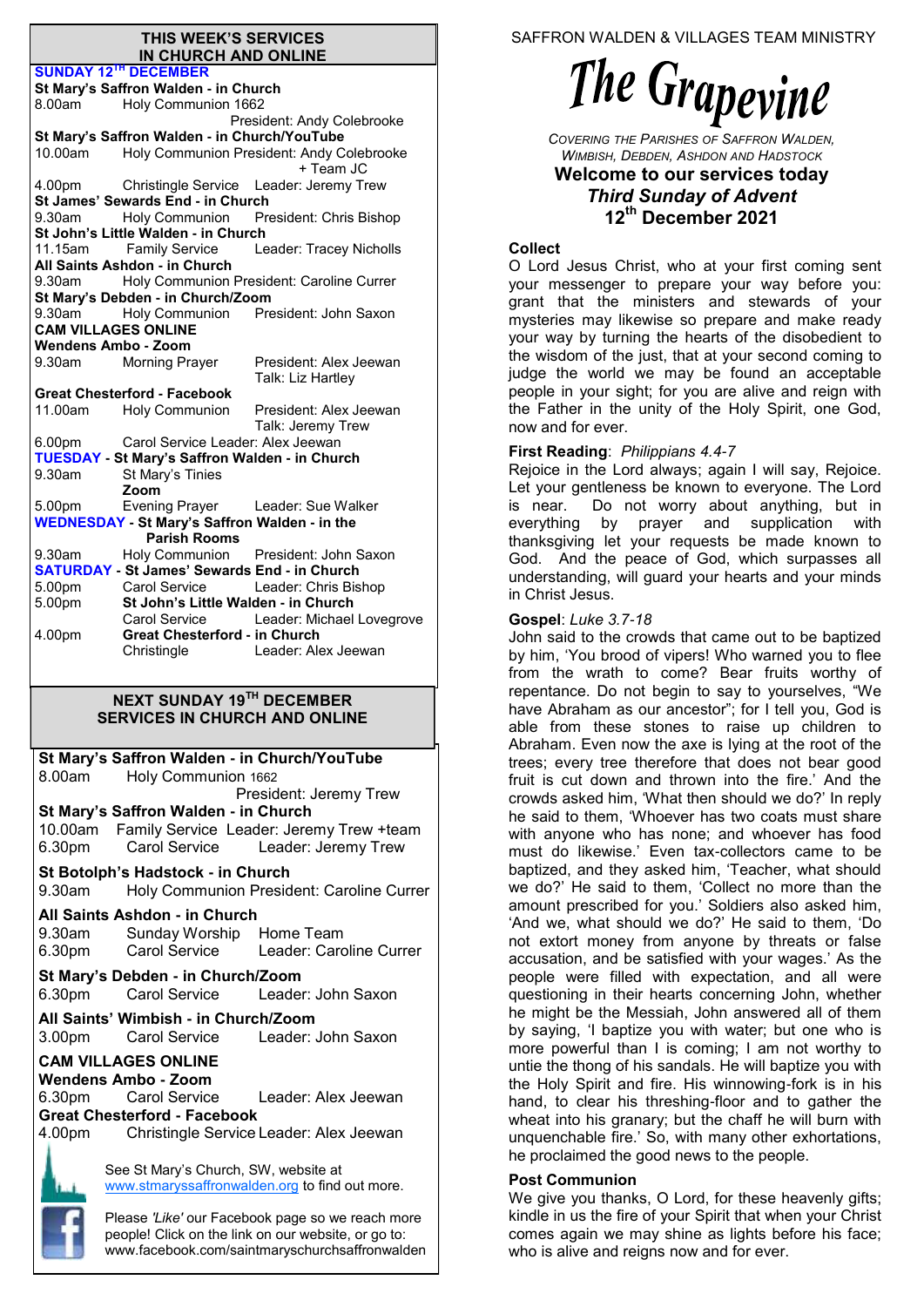## THIS WEEK'S SERVICES IN CHURCH AND ONLINE

**SUNDAY 12TH DECEMBER**

**St Mary's Saffron Walden - in Church**
8.00am Holy Communion 1662 President: Andy Colebrooke

**St Mary's Saffron Walden - in Church/YouTube**
10.00am Holy Communion President: Andy Colebrooke + Team JC
4.00pm Christingle Service Leader: Jeremy Trew

**St James' Sewards End - in Church**
9.30am Holy Communion President: Chris Bishop

**St John's Little Walden - in Church**
11.15am Family Service Leader: Tracey Nicholls

**All Saints Ashdon - in Church**
9.30am Holy Communion President: Caroline Currer

**St Mary's Debden - in Church/Zoom**
9.30am Holy Communion President: John Saxon

**CAM VILLAGES ONLINE**

**Wendens Ambo - Zoom**
9.30am Morning Prayer President: Alex Jeewan, Talk: Liz Hartley

**Great Chesterford - Facebook**
11.00am Holy Communion President: Alex Jeewan, Talk: Jeremy Trew
6.00pm Carol Service Leader: Alex Jeewan

**TUESDAY - St Mary's Saffron Walden - in Church**
9.30am St Mary's Tinies

**Zoom**
5.00pm Evening Prayer Leader: Sue Walker

**WEDNESDAY - St Mary's Saffron Walden - in the Parish Rooms**
9.30am Holy Communion President: John Saxon

**SATURDAY - St James' Sewards End - in Church**
5.00pm Carol Service Leader: Chris Bishop

5.00pm **St John's Little Walden - in Church**
Carol Service Leader: Michael Lovegrove

4.00pm **Great Chesterford - in Church**
Christingle Leader: Alex Jeewan

## NEXT SUNDAY 19TH DECEMBER SERVICES IN CHURCH AND ONLINE

**St Mary's Saffron Walden - in Church/YouTube**
8.00am Holy Communion 1662 President: Jeremy Trew

**St Mary's Saffron Walden - in Church**
10.00am Family Service Leader: Jeremy Trew +team
6.30pm Carol Service Leader: Jeremy Trew

**St Botolph's Hadstock - in Church**
9.30am Holy Communion President: Caroline Currer

**All Saints Ashdon - in Church**
9.30am Sunday Worship Home Team
6.30pm Carol Service Leader: Caroline Currer

**St Mary's Debden - in Church/Zoom**
6.30pm Carol Service Leader: John Saxon

**All Saints' Wimbish - in Church/Zoom**
3.00pm Carol Service Leader: John Saxon

**CAM VILLAGES ONLINE**

**Wendens Ambo - Zoom**
6.30pm Carol Service Leader: Alex Jeewan

**Great Chesterford - Facebook**
4.00pm Christingle Service Leader: Alex Jeewan

See St Mary's Church, SW, website at www.stmaryssaffronwalden.org to find out more.

Please *'Like'* our Facebook page so we reach more people! Click on the link on our website, or go to: www.facebook.com/saintmaryschurchsaffronwalden

SAFFRON WALDEN & VILLAGES TEAM MINISTRY

# The Grapevine

*Covering the Parishes of Saffron Walden, Wimbish, Debden, Ashdon and Hadstock*

## Welcome to our services today
## *Third Sunday of Advent*
## 12th December 2021

**Collect**

O Lord Jesus Christ, who at your first coming sent your messenger to prepare your way before you: grant that the ministers and stewards of your mysteries may likewise so prepare and make ready your way by turning the hearts of the disobedient to the wisdom of the just, that at your second coming to judge the world we may be found an acceptable people in your sight; for you are alive and reign with the Father in the unity of the Holy Spirit, one God, now and for ever.

**First Reading**: *Philippians 4.4-7*

Rejoice in the Lord always; again I will say, Rejoice. Let your gentleness be known to everyone. The Lord is near. Do not worry about anything, but in everything by prayer and supplication with thanksgiving let your requests be made known to God. And the peace of God, which surpasses all understanding, will guard your hearts and your minds in Christ Jesus.

**Gospel**: *Luke 3.7-18*

John said to the crowds that came out to be baptized by him, 'You brood of vipers! Who warned you to flee from the wrath to come? Bear fruits worthy of repentance. Do not begin to say to yourselves, "We have Abraham as our ancestor"; for I tell you, God is able from these stones to raise up children to Abraham. Even now the axe is lying at the root of the trees; every tree therefore that does not bear good fruit is cut down and thrown into the fire.' And the crowds asked him, 'What then should we do?' In reply he said to them, 'Whoever has two coats must share with anyone who has none; and whoever has food must do likewise.' Even tax-collectors came to be baptized, and they asked him, 'Teacher, what should we do?' He said to them, 'Collect no more than the amount prescribed for you.' Soldiers also asked him, 'And we, what should we do?' He said to them, 'Do not extort money from anyone by threats or false accusation, and be satisfied with your wages.' As the people were filled with expectation, and all were questioning in their hearts concerning John, whether he might be the Messiah, John answered all of them by saying, 'I baptize you with water; but one who is more powerful than I is coming; I am not worthy to untie the thong of his sandals. He will baptize you with the Holy Spirit and fire. His winnowing-fork is in his hand, to clear his threshing-floor and to gather the wheat into his granary; but the chaff he will burn with unquenchable fire.' So, with many other exhortations, he proclaimed the good news to the people.

**Post Communion**

We give you thanks, O Lord, for these heavenly gifts; kindle in us the fire of your Spirit that when your Christ comes again we may shine as lights before his face; who is alive and reigns now and for ever.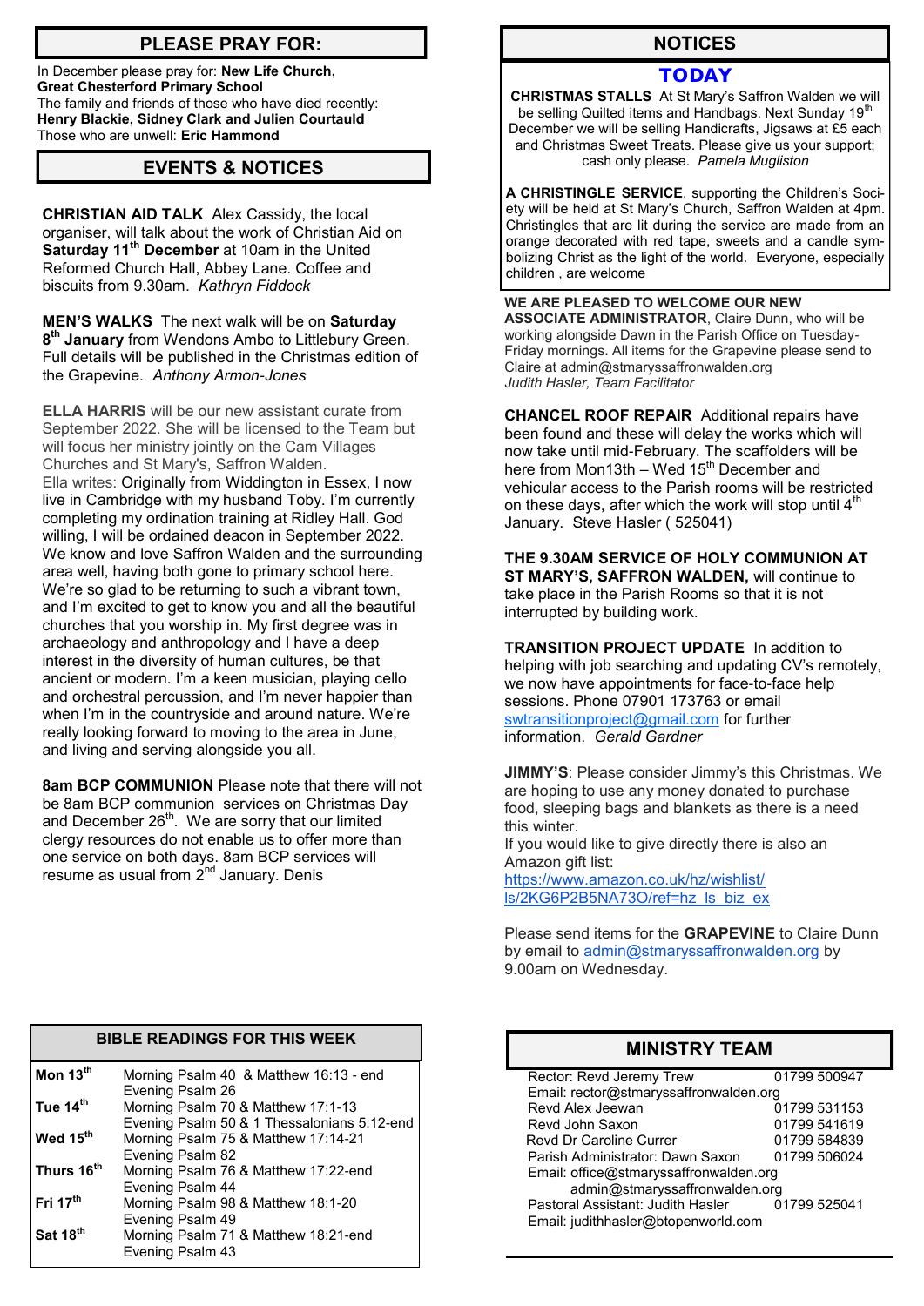## PLEASE PRAY FOR:

In December please pray for: **New Life Church, Great Chesterford Primary School**
The family and friends of those who have died recently: **Henry Blackie, Sidney Clark and Julien Courtauld**
Those who are unwell: **Eric Hammond**

## EVENTS & NOTICES

**CHRISTIAN AID TALK** Alex Cassidy, the local organiser, will talk about the work of Christian Aid on **Saturday 11th December** at 10am in the United Reformed Church Hall, Abbey Lane. Coffee and biscuits from 9.30am. *Kathryn Fiddock*

**MEN'S WALKS** The next walk will be on **Saturday 8th January** from Wendons Ambo to Littlebury Green. Full details will be published in the Christmas edition of the Grapevine. *Anthony Armon-Jones*

**ELLA HARRIS** will be our new assistant curate from September 2022. She will be licensed to the Team but will focus her ministry jointly on the Cam Villages Churches and St Mary's, Saffron Walden.
Ella writes: Originally from Widdington in Essex, I now live in Cambridge with my husband Toby. I'm currently completing my ordination training at Ridley Hall. God willing, I will be ordained deacon in September 2022. We know and love Saffron Walden and the surrounding area well, having both gone to primary school here. We're so glad to be returning to such a vibrant town, and I'm excited to get to know you and all the beautiful churches that you worship in. My first degree was in archaeology and anthropology and I have a deep interest in the diversity of human cultures, be that ancient or modern. I'm a keen musician, playing cello and orchestral percussion, and I'm never happier than when I'm in the countryside and around nature. We're really looking forward to moving to the area in June, and living and serving alongside you all.

**8am BCP COMMUNION** Please note that there will not be 8am BCP communion services on Christmas Day and December 26th. We are sorry that our limited clergy resources do not enable us to offer more than one service on both days. 8am BCP services will resume as usual from 2nd January. Denis

## BIBLE READINGS FOR THIS WEEK

| | |
|---|---|
| **Mon 13th** | Morning Psalm 40 & Matthew 16:13 - end<br>Evening Psalm 26 |
| **Tue 14th** | Morning Psalm 70 & Matthew 17:1-13<br>Evening Psalm 50 & 1 Thessalonians 5:12-end |
| **Wed 15th** | Morning Psalm 75 & Matthew 17:14-21<br>Evening Psalm 82 |
| **Thurs 16th** | Morning Psalm 76 & Matthew 17:22-end<br>Evening Psalm 44 |
| **Fri 17th** | Morning Psalm 98 & Matthew 18:1-20<br>Evening Psalm 49 |
| **Sat 18th** | Morning Psalm 71 & Matthew 18:21-end<br>Evening Psalm 43 |

## NOTICES

### TODAY

**CHRISTMAS STALLS** At St Mary's Saffron Walden we will be selling Quilted items and Handbags. Next Sunday 19th December we will be selling Handicrafts, Jigsaws at £5 each and Christmas Sweet Treats. Please give us your support; cash only please. *Pamela Mugliston*

**A CHRISTINGLE SERVICE**, supporting the Children's Society will be held at St Mary's Church, Saffron Walden at 4pm. Christingles that are lit during the service are made from an orange decorated with red tape, sweets and a candle symbolizing Christ as the light of the world. Everyone, especially children , are welcome

**WE ARE PLEASED TO WELCOME OUR NEW ASSOCIATE ADMINISTRATOR**, Claire Dunn, who will be working alongside Dawn in the Parish Office on Tuesday-Friday mornings. All items for the Grapevine please send to Claire at admin@stmaryssaffronwalden.org
*Judith Hasler, Team Facilitator*

**CHANCEL ROOF REPAIR** Additional repairs have been found and these will delay the works which will now take until mid-February. The scaffolders will be here from Mon13th – Wed 15th December and vehicular access to the Parish rooms will be restricted on these days, after which the work will stop until 4th January. Steve Hasler ( 525041)

**THE 9.30AM SERVICE OF HOLY COMMUNION AT ST MARY'S, SAFFRON WALDEN,** will continue to take place in the Parish Rooms so that it is not interrupted by building work.

**TRANSITION PROJECT UPDATE** In addition to helping with job searching and updating CV's remotely, we now have appointments for face-to-face help sessions. Phone 07901 173763 or email swtransitionproject@gmail.com for further information. *Gerald Gardner*

**JIMMY'S**: Please consider Jimmy's this Christmas. We are hoping to use any money donated to purchase food, sleeping bags and blankets as there is a need this winter.
If you would like to give directly there is also an Amazon gift list:
https://www.amazon.co.uk/hz/wishlist/ls/2KG6P2B5NA73O/ref=hz_ls_biz_ex

Please send items for the **GRAPEVINE** to Claire Dunn by email to admin@stmaryssaffronwalden.org by 9.00am on Wednesday.

## MINISTRY TEAM

| | |
|---|---|
| Rector: Revd Jeremy Trew | 01799 500947 |
| Email: rector@stmaryssaffronwalden.org | |
| Revd Alex Jeewan | 01799 531153 |
| Revd John Saxon | 01799 541619 |
| Revd Dr Caroline Currer | 01799 584839 |
| Parish Administrator: Dawn Saxon | 01799 506024 |
| Email: office@stmaryssaffronwalden.org<br>admin@stmaryssaffronwalden.org | |
| Pastoral Assistant: Judith Hasler | 01799 525041 |
| Email: judithhasler@btopenworld.com | |